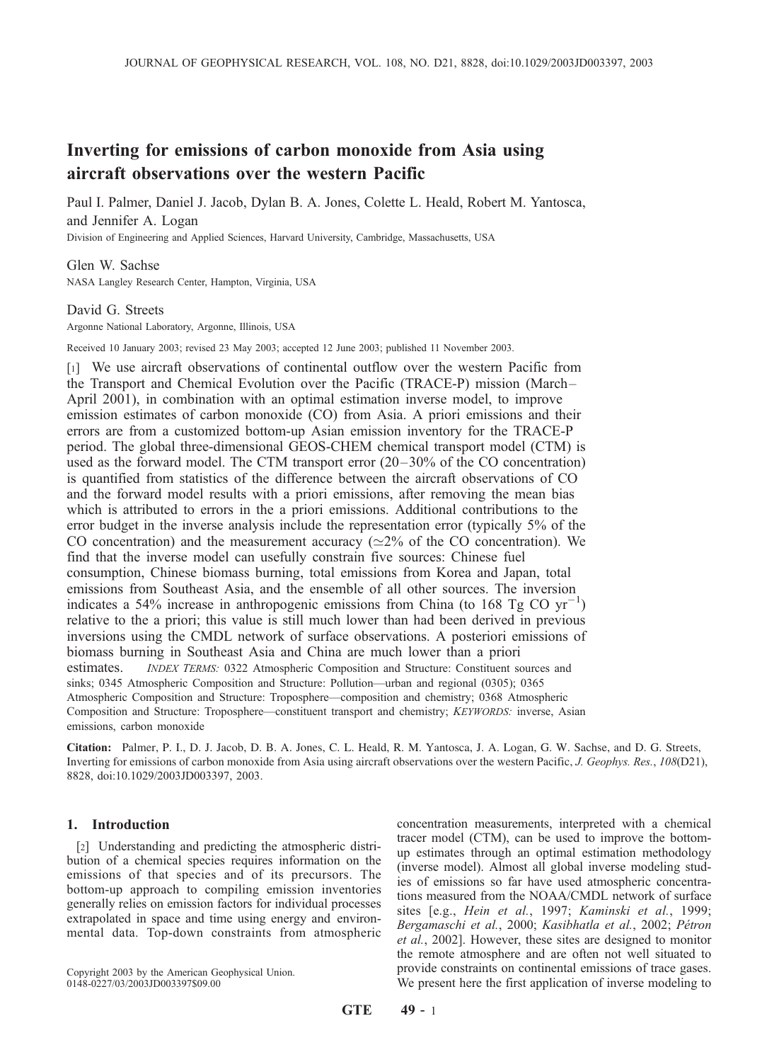# Inverting for emissions of carbon monoxide from Asia using aircraft observations over the western Pacific

Paul I. Palmer, Daniel J. Jacob, Dylan B. A. Jones, Colette L. Heald, Robert M. Yantosca, and Jennifer A. Logan

Division of Engineering and Applied Sciences, Harvard University, Cambridge, Massachusetts, USA

Glen W. Sachse

NASA Langley Research Center, Hampton, Virginia, USA

David G. Streets

Argonne National Laboratory, Argonne, Illinois, USA

Received 10 January 2003; revised 23 May 2003; accepted 12 June 2003; published 11 November 2003.

[1] We use aircraft observations of continental outflow over the western Pacific from the Transport and Chemical Evolution over the Pacific (TRACE-P) mission (March–April 2001), in combination with an optimal estimation inverse model, to improve emission estimates of carbon monoxide (CO) from Asia. A priori emissions and their errors are from a customized bottom-up Asian emission inventory for the TRACE-P period. The global three-dimensional GEOS-CHEM chemical transport model (CTM) is used as the forward model. The CTM transport error (20–30% of the CO concentration) is quantified from statistics of the difference between the aircraft observations of CO and the forward model results with a priori emissions, after removing the mean bias which is attributed to errors in the a priori emissions. Additional contributions to the error budget in the inverse analysis include the representation error (typically 5% of the CO concentration) and the measurement accuracy ($\simeq$2% of the CO concentration). We find that the inverse model can usefully constrain five sources: Chinese fuel consumption, Chinese biomass burning, total emissions from Korea and Japan, total emissions from Southeast Asia, and the ensemble of all other sources. The inversion indicates a 54% increase in anthropogenic emissions from China (to 168 Tg CO yr$^{-1}$) relative to the a priori; this value is still much lower than had been derived in previous inversions using the CMDL network of surface observations. A posteriori emissions of biomass burning in Southeast Asia and China are much lower than a priori estimates. *INDEX TERMS:* 0322 Atmospheric Composition and Structure: Constituent sources and sinks; 0345 Atmospheric Composition and Structure: Pollution—urban and regional (0305); 0365 Atmospheric Composition and Structure: Troposphere—composition and chemistry; 0368 Atmospheric Composition and Structure: Troposphere—constituent transport and chemistry; *KEYWORDS:* inverse, Asian emissions, carbon monoxide

**Citation:** Palmer, P. I., D. J. Jacob, D. B. A. Jones, C. L. Heald, R. M. Yantosca, J. A. Logan, G. W. Sachse, and D. G. Streets, Inverting for emissions of carbon monoxide from Asia using aircraft observations over the western Pacific, *J. Geophys. Res.*, *108*(D21), 8828, doi:10.1029/2003JD003397, 2003.

## 1. Introduction

[2] Understanding and predicting the atmospheric distribution of a chemical species requires information on the emissions of that species and of its precursors. The bottom-up approach to compiling emission inventories generally relies on emission factors for individual processes extrapolated in space and time using energy and environmental data. Top-down constraints from atmospheric concentration measurements, interpreted with a chemical tracer model (CTM), can be used to improve the bottom-up estimates through an optimal estimation methodology (inverse model). Almost all global inverse modeling studies of emissions so far have used atmospheric concentrations measured from the NOAA/CMDL network of surface sites [e.g., *Hein et al.*, 1997; *Kaminski et al.*, 1999; *Bergamaschi et al.*, 2000; *Kasibhatla et al.*, 2002; *Pétron et al.*, 2002]. However, these sites are designed to monitor the remote atmosphere and are often not well situated to provide constraints on continental emissions of trace gases. We present here the first application of inverse modeling to

Copyright 2003 by the American Geophysical Union.
0148-0227/03/2003JD003397$09.00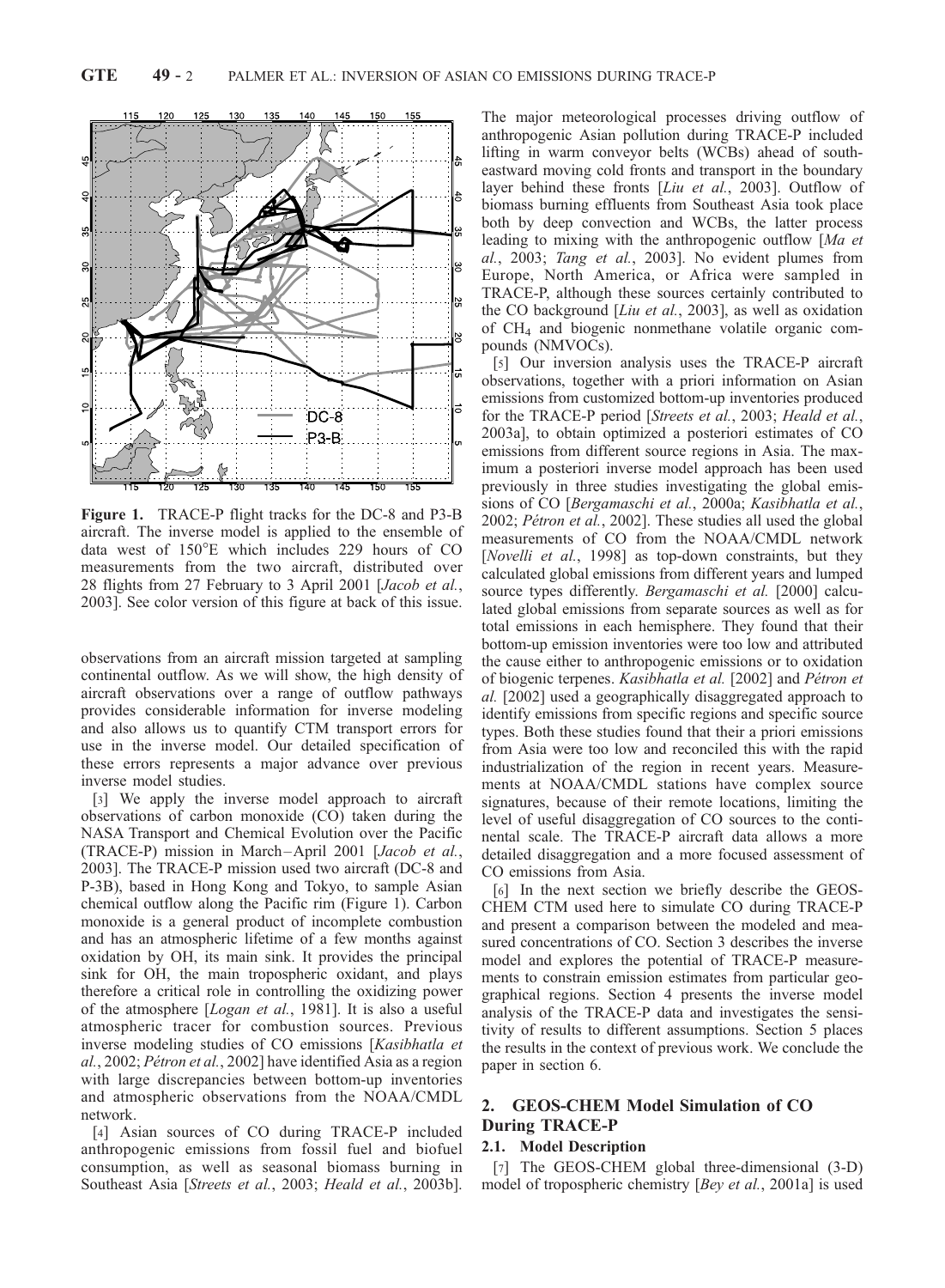**Figure 1.** TRACE-P flight tracks for the DC-8 and P3-B aircraft. The inverse model is applied to the ensemble of data west of 150°E which includes 229 hours of CO measurements from the two aircraft, distributed over 28 flights from 27 February to 3 April 2001 [*Jacob et al.*, 2003]. See color version of this figure at back of this issue.

observations from an aircraft mission targeted at sampling continental outflow. As we will show, the high density of aircraft observations over a range of outflow pathways provides considerable information for inverse modeling and also allows us to quantify CTM transport errors for use in the inverse model. Our detailed specification of these errors represents a major advance over previous inverse model studies.

[3] We apply the inverse model approach to aircraft observations of carbon monoxide (CO) taken during the NASA Transport and Chemical Evolution over the Pacific (TRACE-P) mission in March–April 2001 [*Jacob et al.*, 2003]. The TRACE-P mission used two aircraft (DC-8 and P-3B), based in Hong Kong and Tokyo, to sample Asian chemical outflow along the Pacific rim (Figure 1). Carbon monoxide is a general product of incomplete combustion and has an atmospheric lifetime of a few months against oxidation by OH, its main sink. It provides the principal sink for OH, the main tropospheric oxidant, and plays therefore a critical role in controlling the oxidizing power of the atmosphere [*Logan et al.*, 1981]. It is also a useful atmospheric tracer for combustion sources. Previous inverse modeling studies of CO emissions [*Kasibhatla et al.*, 2002; *Pétron et al.*, 2002] have identified Asia as a region with large discrepancies between bottom-up inventories and atmospheric observations from the NOAA/CMDL network.

[4] Asian sources of CO during TRACE-P included anthropogenic emissions from fossil fuel and biofuel consumption, as well as seasonal biomass burning in Southeast Asia [*Streets et al.*, 2003; *Heald et al.*, 2003b]. The major meteorological processes driving outflow of anthropogenic Asian pollution during TRACE-P included lifting in warm conveyor belts (WCBs) ahead of southeastward moving cold fronts and transport in the boundary layer behind these fronts [*Liu et al.*, 2003]. Outflow of biomass burning effluents from Southeast Asia took place both by deep convection and WCBs, the latter process leading to mixing with the anthropogenic outflow [*Ma et al.*, 2003; *Tang et al.*, 2003]. No evident plumes from Europe, North America, or Africa were sampled in TRACE-P, although these sources certainly contributed to the CO background [*Liu et al.*, 2003], as well as oxidation of $CH_4$ and biogenic nonmethane volatile organic compounds (NMVOCs).

[5] Our inversion analysis uses the TRACE-P aircraft observations, together with a priori information on Asian emissions from customized bottom-up inventories produced for the TRACE-P period [*Streets et al.*, 2003; *Heald et al.*, 2003a], to obtain optimized a posteriori estimates of CO emissions from different source regions in Asia. The maximum a posteriori inverse model approach has been used previously in three studies investigating the global emissions of CO [*Bergamaschi et al.*, 2000a; *Kasibhatla et al.*, 2002; *Pétron et al.*, 2002]. These studies all used the global measurements of CO from the NOAA/CMDL network [*Novelli et al.*, 1998] as top-down constraints, but they calculated global emissions from different years and lumped source types differently. *Bergamaschi et al.* [2000] calculated global emissions from separate sources as well as for total emissions in each hemisphere. They found that their bottom-up emission inventories were too low and attributed the cause either to anthropogenic emissions or to oxidation of biogenic terpenes. *Kasibhatla et al.* [2002] and *Pétron et al.* [2002] used a geographically disaggregated approach to identify emissions from specific regions and specific source types. Both these studies found that their a priori emissions from Asia were too low and reconciled this with the rapid industrialization of the region in recent years. Measurements at NOAA/CMDL stations have complex source signatures, because of their remote locations, limiting the level of useful disaggregation of CO sources to the continental scale. The TRACE-P aircraft data allows a more detailed disaggregation and a more focused assessment of CO emissions from Asia.

[6] In the next section we briefly describe the GEOS-CHEM CTM used here to simulate CO during TRACE-P and present a comparison between the modeled and measured concentrations of CO. Section 3 describes the inverse model and explores the potential of TRACE-P measurements to constrain emission estimates from particular geographical regions. Section 4 presents the inverse model analysis of the TRACE-P data and investigates the sensitivity of results to different assumptions. Section 5 places the results in the context of previous work. We conclude the paper in section 6.

## 2. GEOS-CHEM Model Simulation of CO During TRACE-P

### 2.1. Model Description

[7] The GEOS-CHEM global three-dimensional (3-D) model of tropospheric chemistry [*Bey et al.*, 2001a] is used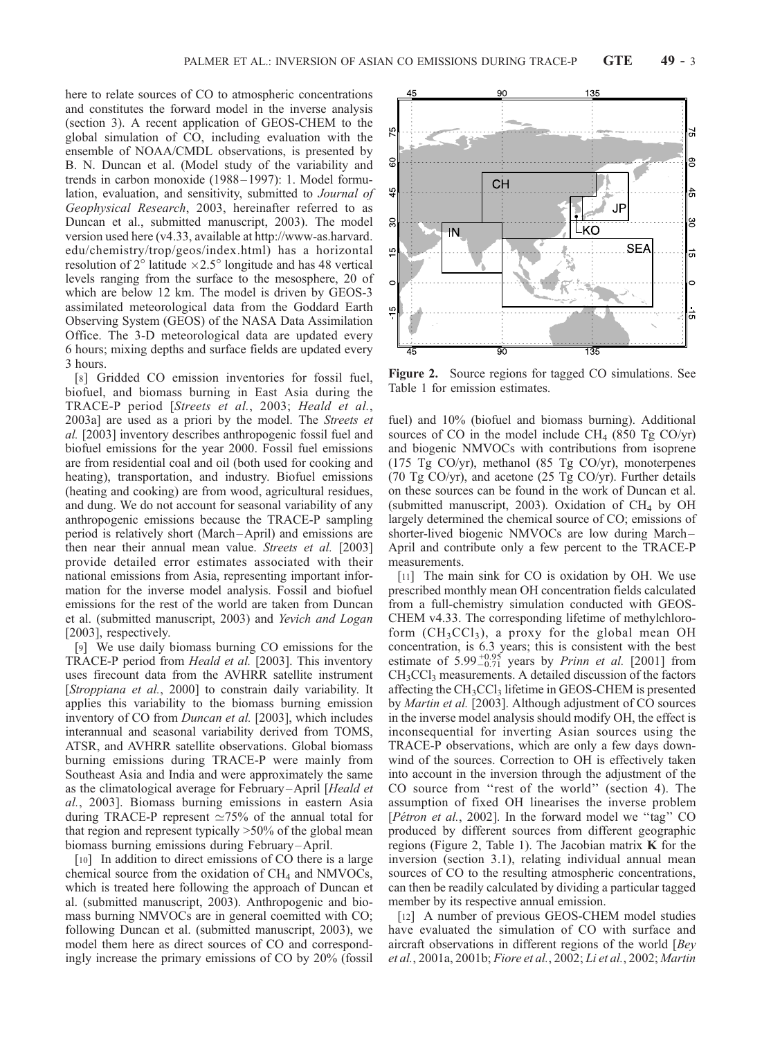here to relate sources of CO to atmospheric concentrations and constitutes the forward model in the inverse analysis (section 3). A recent application of GEOS-CHEM to the global simulation of CO, including evaluation with the ensemble of NOAA/CMDL observations, is presented by B. N. Duncan et al. (Model study of the variability and trends in carbon monoxide (1988–1997): 1. Model formulation, evaluation, and sensitivity, submitted to *Journal of Geophysical Research*, 2003, hereinafter referred to as Duncan et al., submitted manuscript, 2003). The model version used here (v4.33, available at http://www-as.harvard.edu/chemistry/trop/geos/index.html) has a horizontal resolution of 2° latitude ×2.5° longitude and has 48 vertical levels ranging from the surface to the mesosphere, 20 of which are below 12 km. The model is driven by GEOS-3 assimilated meteorological data from the Goddard Earth Observing System (GEOS) of the NASA Data Assimilation Office. The 3-D meteorological data are updated every 6 hours; mixing depths and surface fields are updated every 3 hours.

[8] Gridded CO emission inventories for fossil fuel, biofuel, and biomass burning in East Asia during the TRACE-P period [*Streets et al.*, 2003; *Heald et al.*, 2003a] are used as a priori by the model. The *Streets et al.* [2003] inventory describes anthropogenic fossil fuel and biofuel emissions for the year 2000. Fossil fuel emissions are from residential coal and oil (both used for cooking and heating), transportation, and industry. Biofuel emissions (heating and cooking) are from wood, agricultural residues, and dung. We do not account for seasonal variability of any anthropogenic emissions because the TRACE-P sampling period is relatively short (March–April) and emissions are then near their annual mean value. *Streets et al.* [2003] provide detailed error estimates associated with their national emissions from Asia, representing important information for the inverse model analysis. Fossil and biofuel emissions for the rest of the world are taken from Duncan et al. (submitted manuscript, 2003) and *Yevich and Logan* [2003], respectively.

[9] We use daily biomass burning CO emissions for the TRACE-P period from *Heald et al.* [2003]. This inventory uses firecount data from the AVHRR satellite instrument [*Stroppiana et al.*, 2000] to constrain daily variability. It applies this variability to the biomass burning emission inventory of CO from *Duncan et al.* [2003], which includes interannual and seasonal variability derived from TOMS, ATSR, and AVHRR satellite observations. Global biomass burning emissions during TRACE-P were mainly from Southeast Asia and India and were approximately the same as the climatological average for February–April [*Heald et al.*, 2003]. Biomass burning emissions in eastern Asia during TRACE-P represent ≃75% of the annual total for that region and represent typically >50% of the global mean biomass burning emissions during February–April.

[10] In addition to direct emissions of CO there is a large chemical source from the oxidation of $CH_4$ and NMVOCs, which is treated here following the approach of Duncan et al. (submitted manuscript, 2003). Anthropogenic and biomass burning NMVOCs are in general coemitted with CO; following Duncan et al. (submitted manuscript, 2003), we model them here as direct sources of CO and correspondingly increase the primary emissions of CO by 20% (fossil fuel) and 10% (biofuel and biomass burning). Additional sources of CO in the model include $CH_4$ (850 Tg CO/yr) and biogenic NMVOCs with contributions from isoprene (175 Tg CO/yr), methanol (85 Tg CO/yr), monoterpenes (70 Tg CO/yr), and acetone (25 Tg CO/yr). Further details on these sources can be found in the work of Duncan et al. (submitted manuscript, 2003). Oxidation of $CH_4$ by OH largely determined the chemical source of CO; emissions of shorter-lived biogenic NMVOCs are low during March–April and contribute only a few percent to the TRACE-P measurements.

Figure 2. Source regions for tagged CO simulations. See Table 1 for emission estimates.

[11] The main sink for CO is oxidation by OH. We use prescribed monthly mean OH concentration fields calculated from a full-chemistry simulation conducted with GEOS-CHEM v4.33. The corresponding lifetime of methylchloroform ($CH_3CCl_3$), a proxy for the global mean OH concentration, is 6.3 years; this is consistent with the best estimate of $5.99^{+0.95}_{-0.71}$ years by *Prinn et al.* [2001] from $CH_3CCl_3$ measurements. A detailed discussion of the factors affecting the $CH_3CCl_3$ lifetime in GEOS-CHEM is presented by *Martin et al.* [2003]. Although adjustment of CO sources in the inverse model analysis should modify OH, the effect is inconsequential for inverting Asian sources using the TRACE-P observations, which are only a few days downwind of the sources. Correction to OH is effectively taken into account in the inversion through the adjustment of the CO source from "rest of the world" (section 4). The assumption of fixed OH linearises the inverse problem [*Pétron et al.*, 2002]. In the forward model we "tag" CO produced by different sources from different geographic regions (Figure 2, Table 1). The Jacobian matrix $\mathbf{K}$ for the inversion (section 3.1), relating individual annual mean sources of CO to the resulting atmospheric concentrations, can then be readily calculated by dividing a particular tagged member by its respective annual emission.

[12] A number of previous GEOS-CHEM model studies have evaluated the simulation of CO with surface and aircraft observations in different regions of the world [*Bey et al.*, 2001a, 2001b; *Fiore et al.*, 2002; *Li et al.*, 2002; *Martin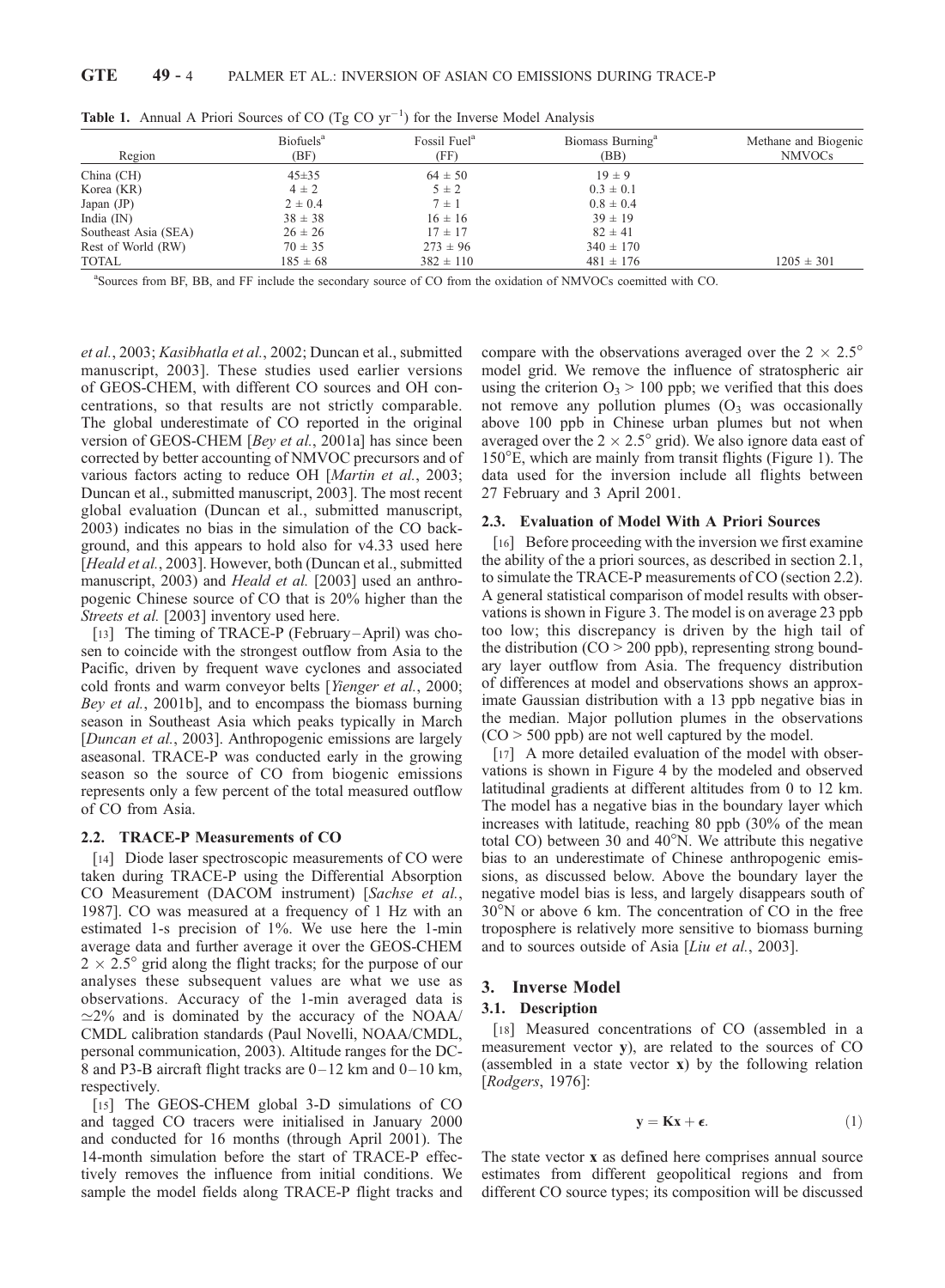**Table 1.** Annual A Priori Sources of CO (Tg CO $yr^{-1}$) for the Inverse Model Analysis

| Region | Biofuels[a] (BF) | Fossil Fuel[a] (FF) | Biomass Burning[a] (BB) | Methane and Biogenic NMVOCs |
|---|---|---|---|---|
| China (CH) | 45±35 | 64 ± 50 | 19 ± 9 | |
| Korea (KR) | 4 ± 2 | 5 ± 2 | 0.3 ± 0.1 | |
| Japan (JP) | 2 ± 0.4 | 7 ± 1 | 0.8 ± 0.4 | |
| India (IN) | 38 ± 38 | 16 ± 16 | 39 ± 19 | |
| Southeast Asia (SEA) | 26 ± 26 | 17 ± 17 | 82 ± 41 | |
| Rest of World (RW) | 70 ± 35 | 273 ± 96 | 340 ± 170 | |
| TOTAL | 185 ± 68 | 382 ± 110 | 481 ± 176 | 1205 ± 301 |

[a]Sources from BF, BB, and FF include the secondary source of CO from the oxidation of NMVOCs coemitted with CO.

*et al.*, 2003; *Kasibhatla et al.*, 2002; Duncan et al., submitted manuscript, 2003]. These studies used earlier versions of GEOS-CHEM, with different CO sources and OH concentrations, so that results are not strictly comparable. The global underestimate of CO reported in the original version of GEOS-CHEM [*Bey et al.*, 2001a] has since been corrected by better accounting of NMVOC precursors and of various factors acting to reduce OH [*Martin et al.*, 2003; Duncan et al., submitted manuscript, 2003]. The most recent global evaluation (Duncan et al., submitted manuscript, 2003) indicates no bias in the simulation of the CO background, and this appears to hold also for v4.33 used here [*Heald et al.*, 2003]. However, both (Duncan et al., submitted manuscript, 2003) and *Heald et al.* [2003] used an anthropogenic Chinese source of CO that is 20% higher than the *Streets et al.* [2003] inventory used here.

[13] The timing of TRACE-P (February–April) was chosen to coincide with the strongest outflow from Asia to the Pacific, driven by frequent wave cyclones and associated cold fronts and warm conveyor belts [*Yienger et al.*, 2000; *Bey et al.*, 2001b], and to encompass the biomass burning season in Southeast Asia which peaks typically in March [*Duncan et al.*, 2003]. Anthropogenic emissions are largely aseasonal. TRACE-P was conducted early in the growing season so the source of CO from biogenic emissions represents only a few percent of the total measured outflow of CO from Asia.

### 2.2. TRACE-P Measurements of CO

[14] Diode laser spectroscopic measurements of CO were taken during TRACE-P using the Differential Absorption CO Measurement (DACOM instrument) [*Sachse et al.*, 1987]. CO was measured at a frequency of 1 Hz with an estimated 1-s precision of 1%. We use here the 1-min average data and further average it over the GEOS-CHEM $2 \times 2.5°$ grid along the flight tracks; for the purpose of our analyses these subsequent values are what we use as observations. Accuracy of the 1-min averaged data is $\simeq$2% and is dominated by the accuracy of the NOAA/CMDL calibration standards (Paul Novelli, NOAA/CMDL, personal communication, 2003). Altitude ranges for the DC-8 and P3-B aircraft flight tracks are 0–12 km and 0–10 km, respectively.

[15] The GEOS-CHEM global 3-D simulations of CO and tagged CO tracers were initialised in January 2000 and conducted for 16 months (through April 2001). The 14-month simulation before the start of TRACE-P effectively removes the influence from initial conditions. We sample the model fields along TRACE-P flight tracks and compare with the observations averaged over the $2 \times 2.5°$ model grid. We remove the influence of stratospheric air using the criterion $O_3 > 100$ ppb; we verified that this does not remove any pollution plumes ($O_3$ was occasionally above 100 ppb in Chinese urban plumes but not when averaged over the $2 \times 2.5°$ grid). We also ignore data east of 150°E, which are mainly from transit flights (Figure 1). The data used for the inversion include all flights between 27 February and 3 April 2001.

### 2.3. Evaluation of Model With A Priori Sources

[16] Before proceeding with the inversion we first examine the ability of the a priori sources, as described in section 2.1, to simulate the TRACE-P measurements of CO (section 2.2). A general statistical comparison of model results with observations is shown in Figure 3. The model is on average 23 ppb too low; this discrepancy is driven by the high tail of the distribution (CO > 200 ppb), representing strong boundary layer outflow from Asia. The frequency distribution of differences at model and observations shows an approximate Gaussian distribution with a 13 ppb negative bias in the median. Major pollution plumes in the observations (CO > 500 ppb) are not well captured by the model.

[17] A more detailed evaluation of the model with observations is shown in Figure 4 by the modeled and observed latitudinal gradients at different altitudes from 0 to 12 km. The model has a negative bias in the boundary layer which increases with latitude, reaching 80 ppb (30% of the mean total CO) between 30 and 40°N. We attribute this negative bias to an underestimate of Chinese anthropogenic emissions, as discussed below. Above the boundary layer the negative model bias is less, and largely disappears south of 30°N or above 6 km. The concentration of CO in the free troposphere is relatively more sensitive to biomass burning and to sources outside of Asia [*Liu et al.*, 2003].

## 3. Inverse Model

### 3.1. Description

[18] Measured concentrations of CO (assembled in a measurement vector **y**), are related to the sources of CO (assembled in a state vector **x**) by the following relation [*Rodgers*, 1976]:

$$\mathbf{y} = \mathbf{K}\mathbf{x} + \boldsymbol{\epsilon}. \quad (1)$$

The state vector **x** as defined here comprises annual source estimates from different geopolitical regions and from different CO source types; its composition will be discussed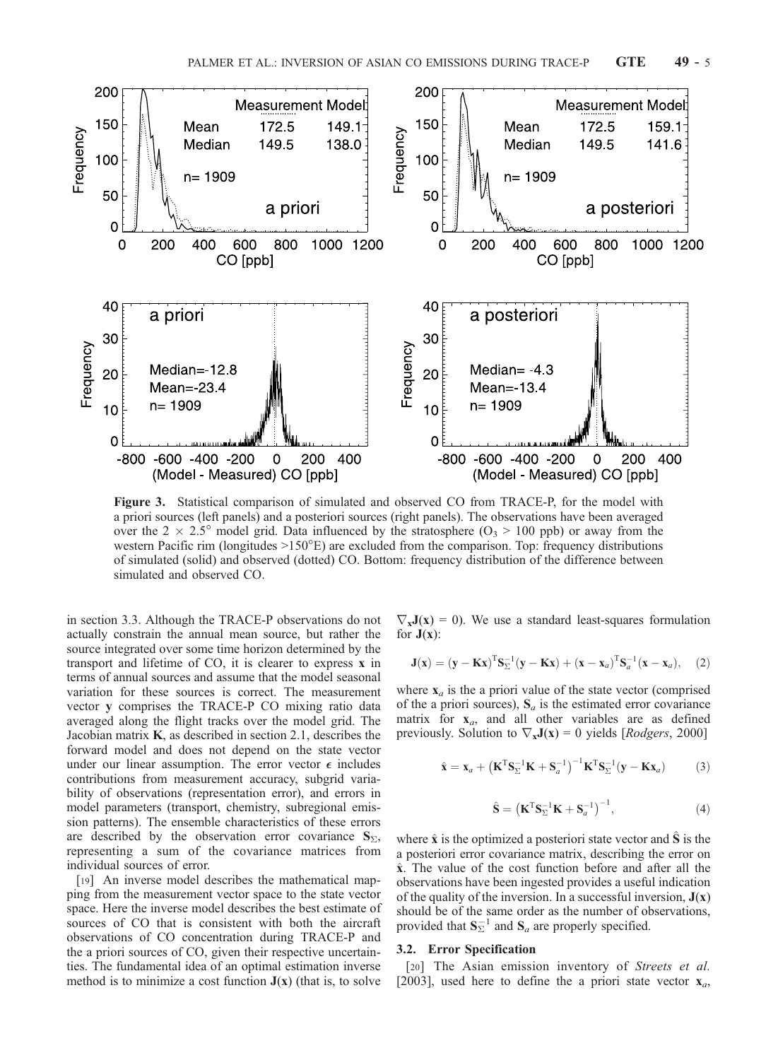Figure 3. Statistical comparison of simulated and observed CO from TRACE-P, for the model with a priori sources (left panels) and a posteriori sources (right panels). The observations have been averaged over the $2 \times 2.5°$ model grid. Data influenced by the stratosphere ($O_3$ > 100 ppb) or away from the western Pacific rim (longitudes >150°E) are excluded from the comparison. Top: frequency distributions of simulated (solid) and observed (dotted) CO. Bottom: frequency distribution of the difference between simulated and observed CO.

in section 3.3. Although the TRACE-P observations do not actually constrain the annual mean source, but rather the source integrated over some time horizon determined by the transport and lifetime of CO, it is clearer to express $\mathbf{x}$ in terms of annual sources and assume that the model seasonal variation for these sources is correct. The measurement vector $\mathbf{y}$ comprises the TRACE-P CO mixing ratio data averaged along the flight tracks over the model grid. The Jacobian matrix $\mathbf{K}$, as described in section 2.1, describes the forward model and does not depend on the state vector under our linear assumption. The error vector $\epsilon$ includes contributions from measurement accuracy, subgrid variability of observations (representation error), and errors in model parameters (transport, chemistry, subregional emission patterns). The ensemble characteristics of these errors are described by the observation error covariance $\mathbf{S}_\Sigma$, representing a sum of the covariance matrices from individual sources of error.

[19] An inverse model describes the mathematical mapping from the measurement vector space to the state vector space. Here the inverse model describes the best estimate of sources of CO that is consistent with both the aircraft observations of CO concentration during TRACE-P and the a priori sources of CO, given their respective uncertainties. The fundamental idea of an optimal estimation inverse method is to minimize a cost function $\mathbf{J}(\mathbf{x})$ (that is, to solve $\nabla_\mathbf{x}\mathbf{J}(\mathbf{x}) = 0$). We use a standard least-squares formulation for $\mathbf{J}(\mathbf{x})$:

$$\mathbf{J}(\mathbf{x}) = (\mathbf{y} - \mathbf{K}\mathbf{x})^T\mathbf{S}_\Sigma^{-1}(\mathbf{y} - \mathbf{K}\mathbf{x}) + (\mathbf{x} - \mathbf{x}_a)^T\mathbf{S}_a^{-1}(\mathbf{x} - \mathbf{x}_a), \quad (2)$$

where $\mathbf{x}_a$ is the a priori value of the state vector (comprised of the a priori sources), $\mathbf{S}_a$ is the estimated error covariance matrix for $\mathbf{x}_a$, and all other variables are as defined previously. Solution to $\nabla_\mathbf{x}\mathbf{J}(\mathbf{x}) = 0$ yields [*Rodgers*, 2000]

$$\hat{\mathbf{x}} = \mathbf{x}_a + \left(\mathbf{K}^T\mathbf{S}_\Sigma^{-1}\mathbf{K} + \mathbf{S}_a^{-1}\right)^{-1}\mathbf{K}^T\mathbf{S}_\Sigma^{-1}(\mathbf{y} - \mathbf{K}\mathbf{x}_a) \quad (3)$$

$$\hat{\mathbf{S}} = \left(\mathbf{K}^T\mathbf{S}_\Sigma^{-1}\mathbf{K} + \mathbf{S}_a^{-1}\right)^{-1}, \quad (4)$$

where $\hat{\mathbf{x}}$ is the optimized a posteriori state vector and $\hat{\mathbf{S}}$ is the a posteriori error covariance matrix, describing the error on $\hat{\mathbf{x}}$. The value of the cost function before and after all the observations have been ingested provides a useful indication of the quality of the inversion. In a successful inversion, $\mathbf{J}(\mathbf{x})$ should be of the same order as the number of observations, provided that $\mathbf{S}_\Sigma^{-1}$ and $\mathbf{S}_a$ are properly specified.

### 3.2. Error Specification

[20] The Asian emission inventory of *Streets et al.* [2003], used here to define the a priori state vector $\mathbf{x}_a$,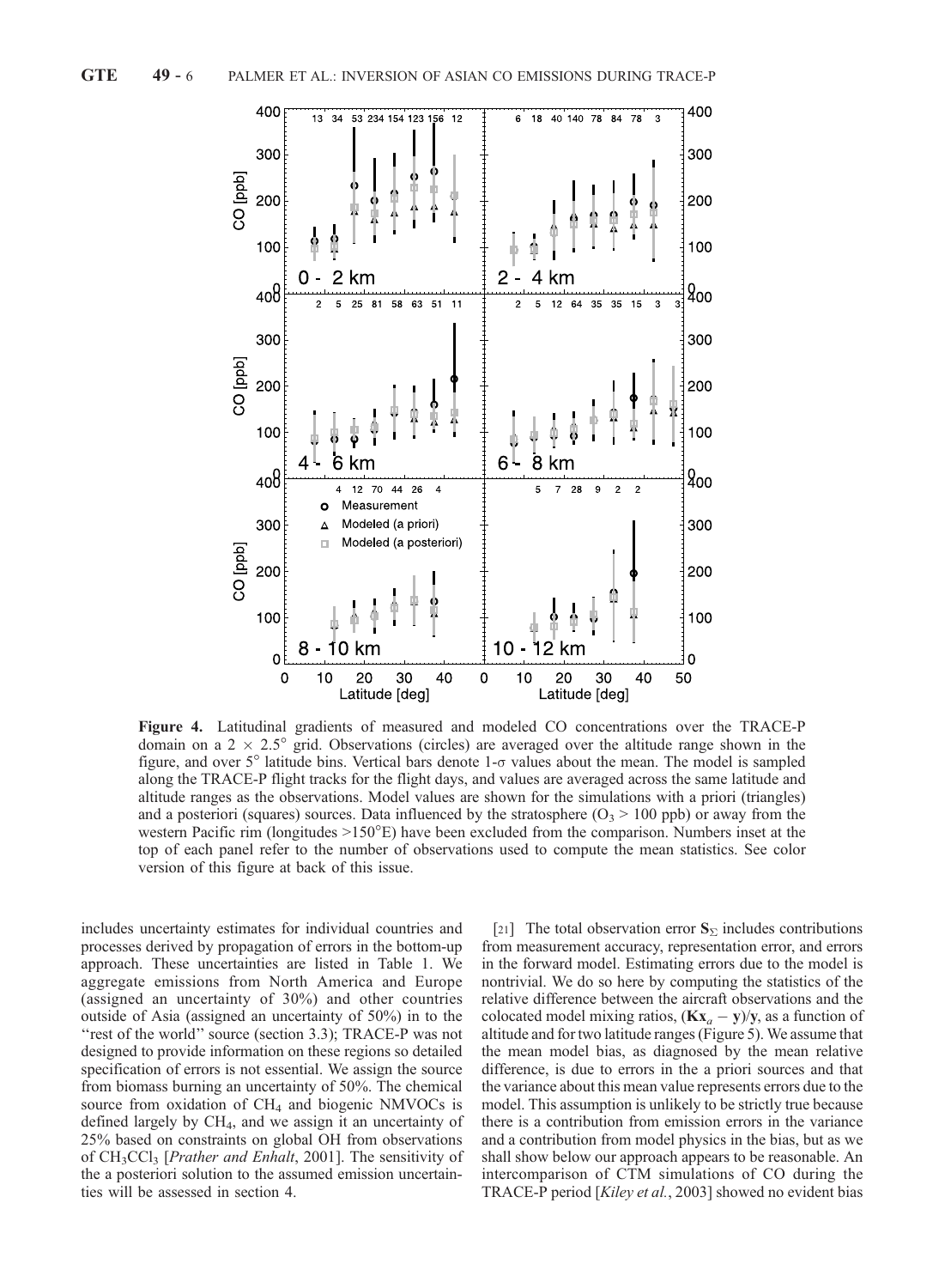**Figure 4.** Latitudinal gradients of measured and modeled CO concentrations over the TRACE-P domain on a 2 × 2.5° grid. Observations (circles) are averaged over the altitude range shown in the figure, and over 5° latitude bins. Vertical bars denote 1-$\sigma$ values about the mean. The model is sampled along the TRACE-P flight tracks for the flight days, and values are averaged across the same latitude and altitude ranges as the observations. Model values are shown for the simulations with a priori (triangles) and a posteriori (squares) sources. Data influenced by the stratosphere ($O_3$ > 100 ppb) or away from the western Pacific rim (longitudes >150°E) have been excluded from the comparison. Numbers inset at the top of each panel refer to the number of observations used to compute the mean statistics. See color version of this figure at back of this issue.

includes uncertainty estimates for individual countries and processes derived by propagation of errors in the bottom-up approach. These uncertainties are listed in Table 1. We aggregate emissions from North America and Europe (assigned an uncertainty of 30%) and other countries outside of Asia (assigned an uncertainty of 50%) in to the "rest of the world" source (section 3.3); TRACE-P was not designed to provide information on these regions so detailed specification of errors is not essential. We assign the source from biomass burning an uncertainty of 50%. The chemical source from oxidation of $CH_4$ and biogenic NMVOCs is defined largely by $CH_4$, and we assign it an uncertainty of 25% based on constraints on global OH from observations of $CH_3CCl_3$ [*Prather and Enhalt*, 2001]. The sensitivity of the a posteriori solution to the assumed emission uncertainties will be assessed in section 4.

[21] The total observation error $\mathbf{S}_\Sigma$ includes contributions from measurement accuracy, representation error, and errors in the forward model. Estimating errors due to the model is nontrivial. We do so here by computing the statistics of the relative difference between the aircraft observations and the colocated model mixing ratios, $(\mathbf{Kx}_a - \mathbf{y})/\mathbf{y}$, as a function of altitude and for two latitude ranges (Figure 5). We assume that the mean model bias, as diagnosed by the mean relative difference, is due to errors in the a priori sources and that the variance about this mean value represents errors due to the model. This assumption is unlikely to be strictly true because there is a contribution from emission errors in the variance and a contribution from model physics in the bias, but as we shall show below our approach appears to be reasonable. An intercomparison of CTM simulations of CO during the TRACE-P period [*Kiley et al.*, 2003] showed no evident bias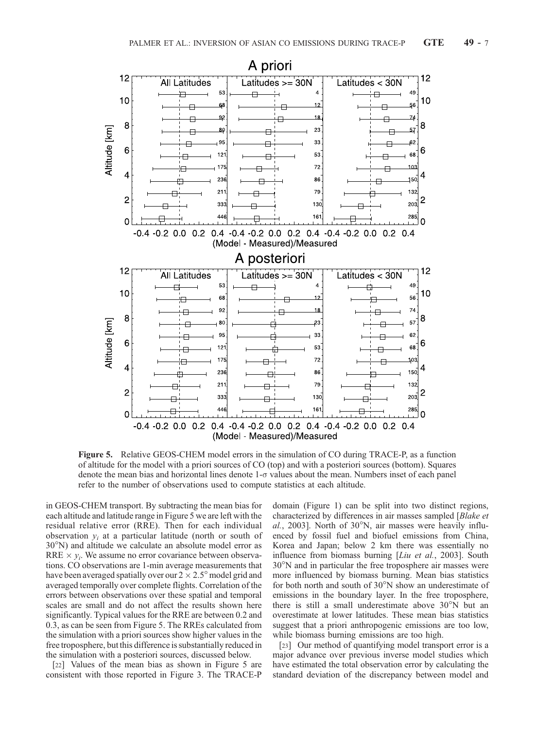**Figure 5.** Relative GEOS-CHEM model errors in the simulation of CO during TRACE-P, as a function of altitude for the model with a priori sources of CO (top) and with a posteriori sources (bottom). Squares denote the mean bias and horizontal lines denote 1-σ values about the mean. Numbers inset of each panel refer to the number of observations used to compute statistics at each altitude.

in GEOS-CHEM transport. By subtracting the mean bias for each altitude and latitude range in Figure 5 we are left with the residual relative error (RRE). Then for each individual observation $y_i$ at a particular latitude (north or south of 30°N) and altitude we calculate an absolute model error as RRE × $y_i$. We assume no error covariance between observations. CO observations are 1-min average measurements that have been averaged spatially over our 2 × 2.5° model grid and averaged temporally over complete flights. Correlation of the errors between observations over these spatial and temporal scales are small and do not affect the results shown here significantly. Typical values for the RRE are between 0.2 and 0.3, as can be seen from Figure 5. The RREs calculated from the simulation with a priori sources show higher values in the free troposphere, but this difference is substantially reduced in the simulation with a posteriori sources, discussed below.

[22] Values of the mean bias as shown in Figure 5 are consistent with those reported in Figure 3. The TRACE-P domain (Figure 1) can be split into two distinct regions, characterized by differences in air masses sampled [*Blake et al.*, 2003]. North of 30°N, air masses were heavily influenced by fossil fuel and biofuel emissions from China, Korea and Japan; below 2 km there was essentially no influence from biomass burning [*Liu et al.*, 2003]. South 30°N and in particular the free troposphere air masses were more influenced by biomass burning. Mean bias statistics for both north and south of 30°N show an underestimate of emissions in the boundary layer. In the free troposphere, there is still a small underestimate above 30°N but an overestimate at lower latitudes. These mean bias statistics suggest that a priori anthropogenic emissions are too low, while biomass burning emissions are too high.

[23] Our method of quantifying model transport error is a major advance over previous inverse model studies which have estimated the total observation error by calculating the standard deviation of the discrepancy between model and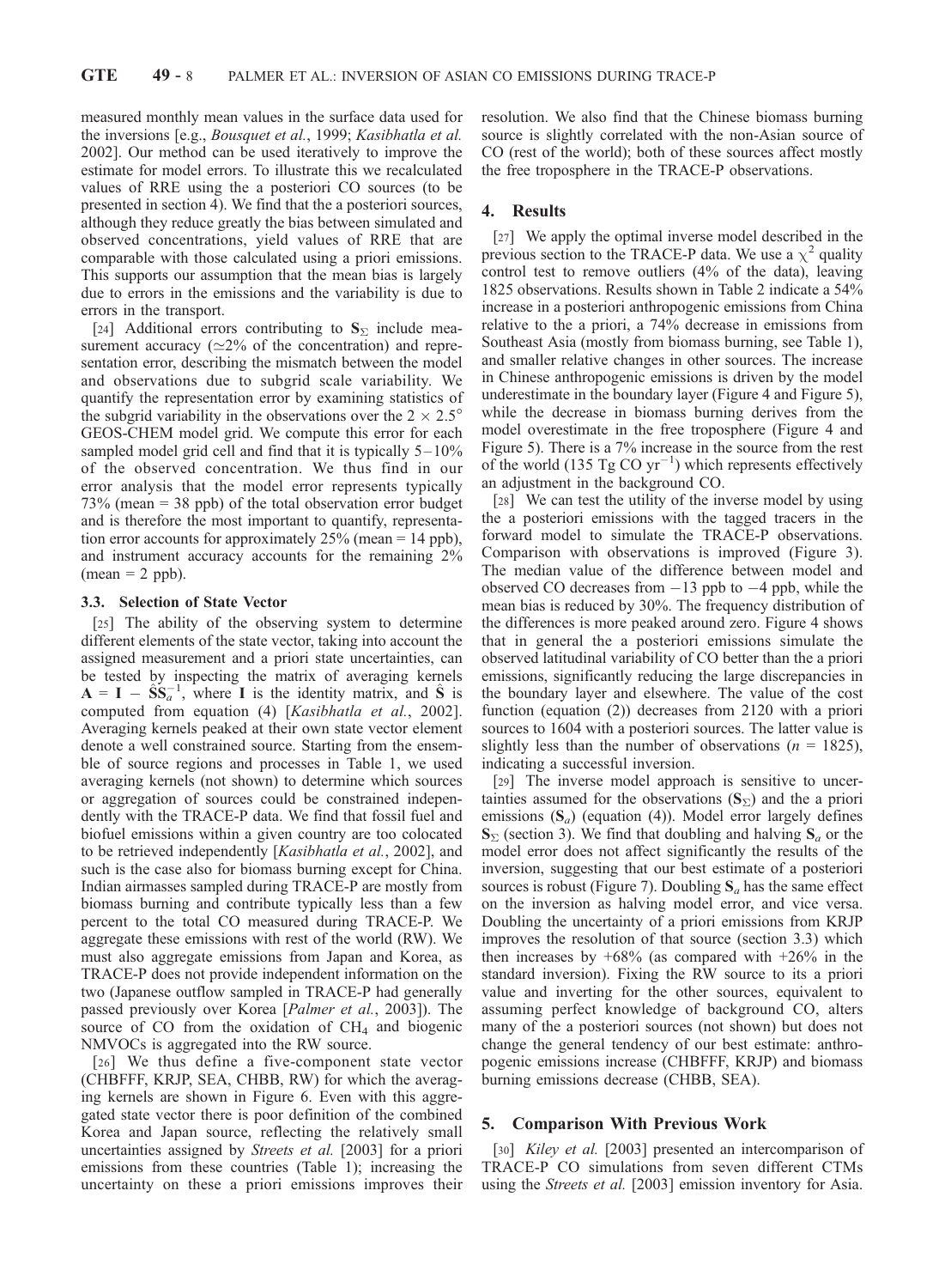measured monthly mean values in the surface data used for the inversions [e.g., *Bousquet et al.*, 1999; *Kasibhatla et al.* 2002]. Our method can be used iteratively to improve the estimate for model errors. To illustrate this we recalculated values of RRE using the a posteriori CO sources (to be presented in section 4). We find that the a posteriori sources, although they reduce greatly the bias between simulated and observed concentrations, yield values of RRE that are comparable with those calculated using a priori emissions. This supports our assumption that the mean bias is largely due to errors in the emissions and the variability is due to errors in the transport.

[24] Additional errors contributing to $\mathbf{S}_\Sigma$ include measurement accuracy ($\simeq$2% of the concentration) and representation error, describing the mismatch between the model and observations due to subgrid scale variability. We quantify the representation error by examining statistics of the subgrid variability in the observations over the $2 \times 2.5°$ GEOS-CHEM model grid. We compute this error for each sampled model grid cell and find that it is typically 5–10% of the observed concentration. We thus find in our error analysis that the model error represents typically 73% (mean = 38 ppb) of the total observation error budget and is therefore the most important to quantify, representation error accounts for approximately 25% (mean = 14 ppb), and instrument accuracy accounts for the remaining 2% (mean = 2 ppb).

### 3.3. Selection of State Vector

[25] The ability of the observing system to determine different elements of the state vector, taking into account the assigned measurement and a priori state uncertainties, can be tested by inspecting the matrix of averaging kernels $\mathbf{A} = \mathbf{I} - \hat{\mathbf{S}}\mathbf{S}_a^{-1}$, where $\mathbf{I}$ is the identity matrix, and $\hat{\mathbf{S}}$ is computed from equation (4) [*Kasibhatla et al.*, 2002]. Averaging kernels peaked at their own state vector element denote a well constrained source. Starting from the ensemble of source regions and processes in Table 1, we used averaging kernels (not shown) to determine which sources or aggregation of sources could be constrained independently with the TRACE-P data. We find that fossil fuel and biofuel emissions within a given country are too colocated to be retrieved independently [*Kasibhatla et al.*, 2002], and such is the case also for biomass burning except for China. Indian airmasses sampled during TRACE-P are mostly from biomass burning and contribute typically less than a few percent to the total CO measured during TRACE-P. We aggregate these emissions with rest of the world (RW). We must also aggregate emissions from Japan and Korea, as TRACE-P does not provide independent information on the two (Japanese outflow sampled in TRACE-P had generally passed previously over Korea [*Palmer et al.*, 2003]). The source of CO from the oxidation of $CH_4$ and biogenic NMVOCs is aggregated into the RW source.

[26] We thus define a five-component state vector (CHBFFF, KRJP, SEA, CHBB, RW) for which the averaging kernels are shown in Figure 6. Even with this aggregated state vector there is poor definition of the combined Korea and Japan source, reflecting the relatively small uncertainties assigned by *Streets et al.* [2003] for a priori emissions from these countries (Table 1); increasing the uncertainty on these a priori emissions improves their resolution. We also find that the Chinese biomass burning source is slightly correlated with the non-Asian source of CO (rest of the world); both of these sources affect mostly the free troposphere in the TRACE-P observations.

## 4. Results

[27] We apply the optimal inverse model described in the previous section to the TRACE-P data. We use a $\chi^2$ quality control test to remove outliers (4% of the data), leaving 1825 observations. Results shown in Table 2 indicate a 54% increase in a posteriori anthropogenic emissions from China relative to the a priori, a 74% decrease in emissions from Southeast Asia (mostly from biomass burning, see Table 1), and smaller relative changes in other sources. The increase in Chinese anthropogenic emissions is driven by the model underestimate in the boundary layer (Figure 4 and Figure 5), while the decrease in biomass burning derives from the model overestimate in the free troposphere (Figure 4 and Figure 5). There is a 7% increase in the source from the rest of the world (135 Tg CO $yr^{-1}$) which represents effectively an adjustment in the background CO.

[28] We can test the utility of the inverse model by using the a posteriori emissions with the tagged tracers in the forward model to simulate the TRACE-P observations. Comparison with observations is improved (Figure 3). The median value of the difference between model and observed CO decreases from −13 ppb to −4 ppb, while the mean bias is reduced by 30%. The frequency distribution of the differences is more peaked around zero. Figure 4 shows that in general the a posteriori emissions simulate the observed latitudinal variability of CO better than the a priori emissions, significantly reducing the large discrepancies in the boundary layer and elsewhere. The value of the cost function (equation (2)) decreases from 2120 with a priori sources to 1604 with a posteriori sources. The latter value is slightly less than the number of observations ($n$ = 1825), indicating a successful inversion.

[29] The inverse model approach is sensitive to uncertainties assumed for the observations ($\mathbf{S}_\Sigma$) and the a priori emissions ($\mathbf{S}_a$) (equation (4)). Model error largely defines $\mathbf{S}_\Sigma$ (section 3). We find that doubling and halving $\mathbf{S}_a$ or the model error does not affect significantly the results of the inversion, suggesting that our best estimate of a posteriori sources is robust (Figure 7). Doubling $\mathbf{S}_a$ has the same effect on the inversion as halving model error, and vice versa. Doubling the uncertainty of a priori emissions from KRJP improves the resolution of that source (section 3.3) which then increases by +68% (as compared with +26% in the standard inversion). Fixing the RW source to its a priori value and inverting for the other sources, equivalent to assuming perfect knowledge of background CO, alters many of the a posteriori sources (not shown) but does not change the general tendency of our best estimate: anthropogenic emissions increase (CHBFFF, KRJP) and biomass burning emissions decrease (CHBB, SEA).

## 5. Comparison With Previous Work

[30] *Kiley et al.* [2003] presented an intercomparison of TRACE-P CO simulations from seven different CTMs using the *Streets et al.* [2003] emission inventory for Asia.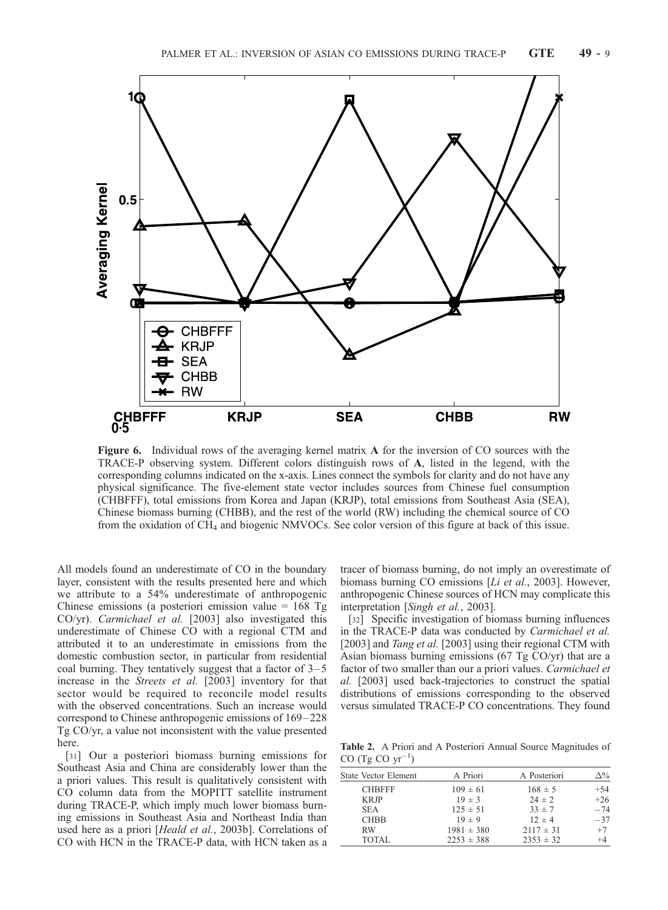**Figure 6.** Individual rows of the averaging kernel matrix **A** for the inversion of CO sources with the TRACE-P observing system. Different colors distinguish rows of **A**, listed in the legend, with the corresponding columns indicated on the x-axis. Lines connect the symbols for clarity and do not have any physical significance. The five-element state vector includes sources from Chinese fuel consumption (CHBFFF), total emissions from Korea and Japan (KRJP), total emissions from Southeast Asia (SEA), Chinese biomass burning (CHBB), and the rest of the world (RW) including the chemical source of CO from the oxidation of $CH_4$ and biogenic NMVOCs. See color version of this figure at back of this issue.

All models found an underestimate of CO in the boundary layer, consistent with the results presented here and which we attribute to a 54% underestimate of anthropogenic Chinese emissions (a posteriori emission value = 168 Tg CO/yr). *Carmichael et al.* [2003] also investigated this underestimate of Chinese CO with a regional CTM and attributed it to an underestimate in emissions from the domestic combustion sector, in particular from residential coal burning. They tentatively suggest that a factor of 3–5 increase in the *Streets et al.* [2003] inventory for that sector would be required to reconcile model results with the observed concentrations. Such an increase would correspond to Chinese anthropogenic emissions of 169–228 Tg CO/yr, a value not inconsistent with the value presented here.

[31] Our a posteriori biomass burning emissions for Southeast Asia and China are considerably lower than the a priori values. This result is qualitatively consistent with CO column data from the MOPITT satellite instrument during TRACE-P, which imply much lower biomass burning emissions in Southeast Asia and Northeast India than used here as a priori [*Heald et al.*, 2003b]. Correlations of CO with HCN in the TRACE-P data, with HCN taken as a tracer of biomass burning, do not imply an overestimate of biomass burning CO emissions [*Li et al.*, 2003]. However, anthropogenic Chinese sources of HCN may complicate this interpretation [*Singh et al.*, 2003].

[32] Specific investigation of biomass burning influences in the TRACE-P data was conducted by *Carmichael et al.* [2003] and *Tang et al.* [2003] using their regional CTM with Asian biomass burning emissions (67 Tg CO/yr) that are a factor of two smaller than our a priori values. *Carmichael et al.* [2003] used back-trajectories to construct the spatial distributions of emissions corresponding to the observed versus simulated TRACE-P CO concentrations. They found

**Table 2.** A Priori and A Posteriori Annual Source Magnitudes of CO (Tg CO $yr^{-1}$)

| State Vector Element | A Priori | A Posteriori | Δ% |
|---|---|---|---|
| CHBFFF | 109 ± 61 | 168 ± 5 | +54 |
| KRJP | 19 ± 3 | 24 ± 2 | +26 |
| SEA | 125 ± 51 | 33 ± 7 | −74 |
| CHBB | 19 ± 9 | 12 ± 4 | −37 |
| RW | 1981 ± 380 | 2117 ± 31 | +7 |
| TOTAL | 2253 ± 388 | 2353 ± 32 | +4 |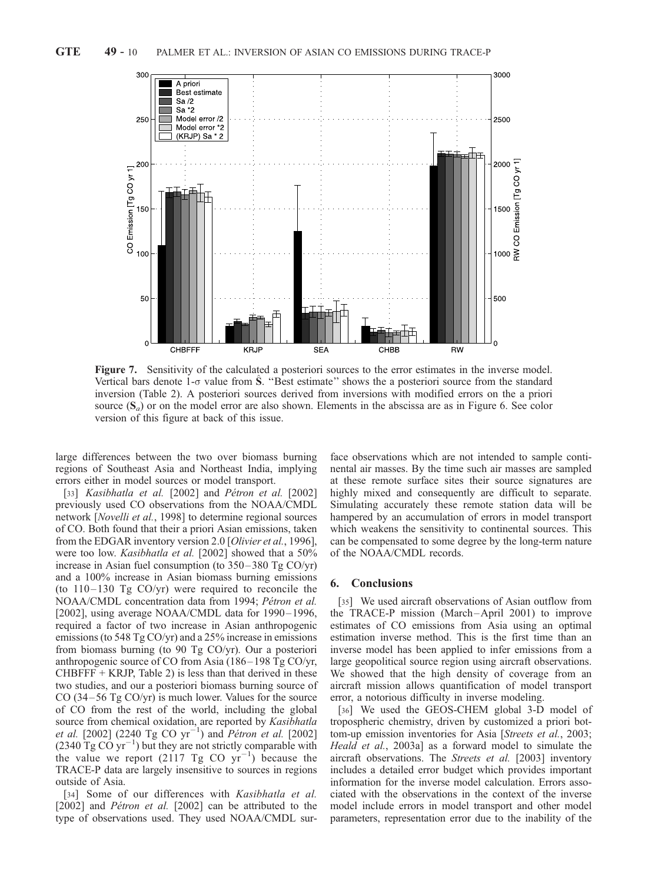**Figure 7.** Sensitivity of the calculated a posteriori sources to the error estimates in the inverse model. Vertical bars denote 1-σ value from $\hat{\mathbf{S}}$. "Best estimate" shows the a posteriori source from the standard inversion (Table 2). A posteriori sources derived from inversions with modified errors on the a priori source ($\mathbf{S}_a$) or on the model error are also shown. Elements in the abscissa are as in Figure 6. See color version of this figure at back of this issue.

large differences between the two over biomass burning regions of Southeast Asia and Northeast India, implying errors either in model sources or model transport.

[33] *Kasibhatla et al.* [2002] and *Pétron et al.* [2002] previously used CO observations from the NOAA/CMDL network [*Novelli et al.*, 1998] to determine regional sources of CO. Both found that their a priori Asian emissions, taken from the EDGAR inventory version 2.0 [*Olivier et al.*, 1996], were too low. *Kasibhatla et al.* [2002] showed that a 50% increase in Asian fuel consumption (to 350–380 Tg CO/yr) and a 100% increase in Asian biomass burning emissions (to 110–130 Tg CO/yr) were required to reconcile the NOAA/CMDL concentration data from 1994; *Pétron et al.* [2002], using average NOAA/CMDL data for 1990–1996, required a factor of two increase in Asian anthropogenic emissions (to 548 Tg CO/yr) and a 25% increase in emissions from biomass burning (to 90 Tg CO/yr). Our a posteriori anthropogenic source of CO from Asia (186–198 Tg CO/yr, CHBFFF + KRJP, Table 2) is less than that derived in these two studies, and our a posteriori biomass burning source of CO (34–56 Tg CO/yr) is much lower. Values for the source of CO from the rest of the world, including the global source from chemical oxidation, are reported by *Kasibhatla et al.* [2002] (2240 Tg CO $yr^{-1}$) and *Pétron et al.* [2002] (2340 Tg CO $yr^{-1}$) but they are not strictly comparable with the value we report (2117 Tg CO $yr^{-1}$) because the TRACE-P data are largely insensitive to sources in regions outside of Asia.

[34] Some of our differences with *Kasibhatla et al.* [2002] and *Pétron et al.* [2002] can be attributed to the type of observations used. They used NOAA/CMDL surface observations which are not intended to sample continental air masses. By the time such air masses are sampled at these remote surface sites their source signatures are highly mixed and consequently are difficult to separate. Simulating accurately these remote station data will be hampered by an accumulation of errors in model transport which weakens the sensitivity to continental sources. This can be compensated to some degree by the long-term nature of the NOAA/CMDL records.

## 6. Conclusions

[35] We used aircraft observations of Asian outflow from the TRACE-P mission (March–April 2001) to improve estimates of CO emissions from Asia using an optimal estimation inverse method. This is the first time than an inverse model has been applied to infer emissions from a large geopolitical source region using aircraft observations. We showed that the high density of coverage from an aircraft mission allows quantification of model transport error, a notorious difficulty in inverse modeling.

[36] We used the GEOS-CHEM global 3-D model of tropospheric chemistry, driven by customized a priori bottom-up emission inventories for Asia [*Streets et al.*, 2003; *Heald et al.*, 2003a] as a forward model to simulate the aircraft observations. The *Streets et al.* [2003] inventory includes a detailed error budget which provides important information for the inverse model calculation. Errors associated with the observations in the context of the inverse model include errors in model transport and other model parameters, representation error due to the inability of the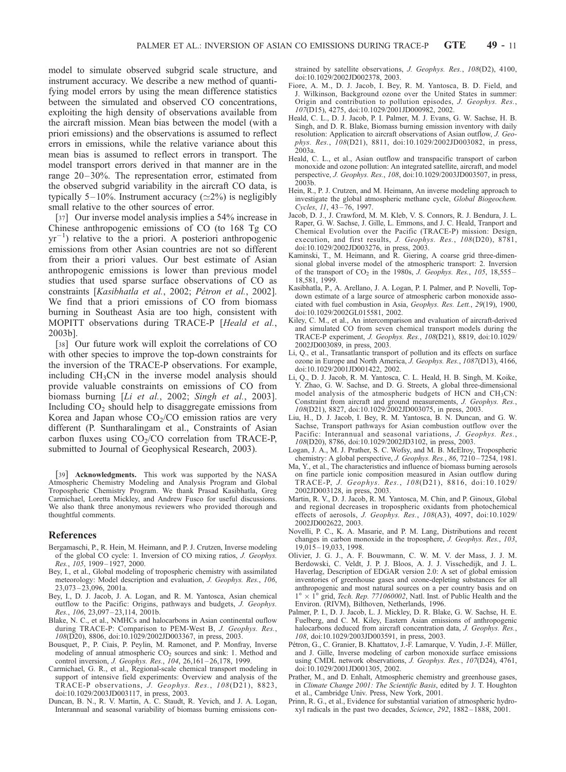model to simulate observed subgrid scale structure, and instrument accuracy. We describe a new method of quantifying model errors by using the mean difference statistics between the simulated and observed CO concentrations, exploiting the high density of observations available from the aircraft mission. Mean bias between the model (with a priori emissions) and the observations is assumed to reflect errors in emissions, while the relative variance about this mean bias is assumed to reflect errors in transport. The model transport errors derived in that manner are in the range 20–30%. The representation error, estimated from the observed subgrid variability in the aircraft CO data, is typically 5–10%. Instrument accuracy ($\simeq$2%) is negligibly small relative to the other sources of error.

[37] Our inverse model analysis implies a 54% increase in Chinese anthropogenic emissions of CO (to 168 Tg CO $yr^{-1}$) relative to the a priori. A posteriori anthropogenic emissions from other Asian countries are not so different from their a priori values. Our best estimate of Asian anthropogenic emissions is lower than previous model studies that used sparse surface observations of CO as constraints [*Kasibhatla et al.*, 2002; *Pétron et al.*, 2002]. We find that a priori emissions of CO from biomass burning in Southeast Asia are too high, consistent with MOPITT observations during TRACE-P [*Heald et al.*, 2003b].

[38] Our future work will exploit the correlations of CO with other species to improve the top-down constraints for the inversion of the TRACE-P observations. For example, including $CH_3CN$ in the inverse model analysis should provide valuable constraints on emissions of CO from biomass burning [*Li et al.*, 2002; *Singh et al.*, 2003]. Including $CO_2$ should help to disaggregate emissions from Korea and Japan whose $CO_2$/CO emission ratios are very different (P. Suntharalingam et al., Constraints of Asian carbon fluxes using $CO_2$/CO correlation from TRACE-P, submitted to Journal of Geophysical Research, 2003).

[39] **Acknowledgments.** This work was supported by the NASA Atmospheric Chemistry Modeling and Analysis Program and Global Tropospheric Chemistry Program. We thank Prasad Kasibhatla, Greg Carmichael, Loretta Mickley, and Andrew Fusco for useful discussions. We also thank three anonymous reviewers who provided thorough and thoughtful comments.

## References

Bergamaschi, P., R. Hein, M. Heimann, and P. J. Crutzen, Inverse modeling of the global CO cycle: 1. Inversion of CO mixing ratios, *J. Geophys. Res.*, *105*, 1909–1927, 2000.

Bey, I., et al., Global modeling of tropospheric chemistry with assimilated meteorology: Model description and evaluation, *J. Geophys. Res.*, *106*, 23,073–23,096, 2001a.

Bey, I., D. J. Jacob, J. A. Logan, and R. M. Yantosca, Asian chemical outflow to the Pacific: Origins, pathways and budgets, *J. Geophys. Res.*, *106*, 23,097–23,114, 2001b.

Blake, N. C., et al., NMHCs and halocarbons in Asian continental ouflow during TRACE-P: Comparison to PEM-West B, *J. Geophys. Res.*, *108*(D20), 8806, doi:10.1029/2002JD003367, in press, 2003.

Bousquet, P., P. Ciais, P. Peylin, M. Ramonet, and P. Monfray, Inverse modeling of annual atmospheric $CO_2$ sources and sink: 1. Method and control inversion, *J. Geophys. Res.*, *104*, 26,161–26,178, 1999.

Carmichael, G. R., et al., Regional-scale chemical transport modeling in support of intensive field experiments: Overview and analysis of the TRACE-P observations, *J. Geophys. Res.*, *108*(D21), 8823, doi:10.1029/2003JD003117, in press, 2003.

Duncan, B. N., R. V. Martin, A. C. Staudt, R. Yevich, and J. A. Logan, Interannual and seasonal variability of biomass burning emissions constrained by satellite observations, *J. Geophys. Res.*, *108*(D2), 4100, doi:10.1029/2002JD002378, 2003.

Fiore, A. M., D. J. Jacob, I. Bey, R. M. Yantosca, B. D. Field, and J. Wilkinson, Background ozone over the United States in summer: Origin and contribution to pollution episodes, *J. Geophys. Res.*, *107*(D15), 4275, doi:10.1029/2001JD000982, 2002.

Heald, C. L., D. J. Jacob, P. I. Palmer, M. J. Evans, G. W. Sachse, H. B. Singh, and D. R. Blake, Biomass burning emission inventory with daily resolution: Application to aircraft observations of Asian outflow, *J. Geophys. Res.*, *108*(D21), 8811, doi:10.1029/2002JD003082, in press, 2003a.

Heald, C. L., et al., Asian outflow and transpacific transport of carbon monoxide and ozone pollution: An integrated satellite, aircraft, and model perspective, *J. Geophys. Res.*, *108*, doi:10.1029/2003JD003507, in press, 2003b.

Hein, R., P. J. Crutzen, and M. Heimann, An inverse modeling approach to investigate the global atmospheric methane cycle, *Global Biogeochem. Cycles*, *11*, 43–76, 1997.

Jacob, D. J., J. Crawford, M. M. Kleb, V. S. Connors, R. J. Bendura, J. L. Raper, G. W. Sachse, J. Gille, L. Emmons, and J. C. Heald, Tranport and Chemical Evolution over the Pacific (TRACE-P) mission: Design, execution, and first results, *J. Geophys. Res.*, *108*(D20), 8781, doi:10.1029/2002JD003276, in press, 2003.

Kaminski, T., M. Heimann, and R. Giering, A coarse grid three-dimensional global inverse model of the atmospheric transport: 2. Inversion of the transport of $CO_2$ in the 1980s, *J. Geophys. Res.*, *105*, 18,555–18,581, 1999.

Kasibhatla, P., A. Arellano, J. A. Logan, P. I. Palmer, and P. Novelli, Top-down estimate of a large source of atmospheric carbon monoxide associated with fuel combustion in Asia, *Geophys. Res. Lett.*, *29*(19), 1900, doi:10.1029/2002GL015581, 2002.

Kiley, C. M., et al., An intercomparison and evaluation of aircraft-derived and simulated CO from seven chemical transport models during the TRACE-P experiment, *J. Geophys. Res.*, *108*(D21), 8819, doi:10.1029/2002JD003089, in press, 2003.

Li, Q., et al., Transatlantic transport of pollution and its effects on surface ozone in Europe and North America, *J. Geophys. Res.*, *1087*(D13), 4166, doi:10.1029/2001JD001422, 2002.

Li, Q., D. J. Jacob, R. M. Yantosca, C. L. Heald, H. B. Singh, M. Koike, Y. Zhao, G. W. Sachse, and D. G. Streets, A global three-dimensional model analysis of the atmospheric budgets of HCN and $CH_3CN$: Constraint from aircraft and ground measurements, *J. Geophys. Res.*, *108*(D21), 8827, doi:10.1029/2002JD003075, in press, 2003.

Liu, H., D. J. Jacob, I. Bey, R. M. Yantosca, B. N. Duncan, and G. W. Sachse, Transport pathways for Asian combustion outflow over the Pacific: Interannual and seasonal variations, *J. Geophys. Res.*, *108*(D20), 8786, doi:10.1029/2002JD3102, in press, 2003.

Logan, J. A., M. J. Prather, S. C. Wofsy, and M. B. McElroy, Tropospheric chemistry: A global perspective, *J. Geophys. Res.*, *86*, 7210–7254, 1981.

Ma, Y., et al., The characteristics and influence of biomass burning aerosols on fine particle ionic composition measured in Asian outflow during TRACE-P, *J. Geophys. Res.*, *108*(D21), 8816, doi:10.1029/2002JD003128, in press, 2003.

Martin, R. V., D. J. Jacob, R. M. Yantosca, M. Chin, and P. Ginoux, Global and regional decreases in tropospheric oxidants from photochemical effects of aerosols, *J. Geophys. Res.*, *108*(A3), 4097, doi:10.1029/2002JD002622, 2003.

Novelli, P. C., K. A. Masarie, and P. M. Lang, Distributions and recent changes in carbon monoxide in the troposphere, *J. Geophys. Res.*, *103*, 19,015–19,033, 1998.

Olivier, J. G. J., A. F. Bouwmann, C. W. M. V. der Mass, J. J. M. Berdowski, C. Veldt, J. P. J. Bloos, A. J. J. Visschedijk, and J. L. Haverlag, Description of EDGAR version 2.0: A set of global emission inventories of greenhouse gases and ozone-depleting substances for all anthropogenic and most natural sources on a per country basis and on $1° \times 1°$ grid, *Tech. Rep. 771060002*, Natl. Inst. of Public Health and the Environ. (RIVM), Bilthoven, Netherlands, 1996.

Palmer, P. I., D. J. Jacob, L. J. Mickley, D. R. Blake, G. W. Sachse, H. E. Fuelberg, and C. M. Kiley, Eastern Asian emissions of anthropogenic halocarbons deduced from aircraft concentration data, *J. Geophys. Res.*, *108*, doi:10.1029/2003JD003591, in press, 2003.

Pétron, G., C. Granier, B. Khattatov, J.-F. Lamarque, V. Yudin, J.-F. Müller, and J. Gille, Inverse modeling of carbon monoxide surface emissions using CMDL network observations, *J. Geophys. Res.*, *107*(D24), 4761, doi:10.1029/2001JD001305, 2002.

Prather, M., and D. Enhalt, Atmospheric chemistry and greenhouse gases, in *Climate Change 2001: The Scientific Basis*, edited by J. T. Houghton et al., Cambridge Univ. Press, New York, 2001.

Prinn, R. G., et al., Evidence for substantial variation of atmospheric hydroxyl radicals in the past two decades, *Science*, *292*, 1882–1888, 2001.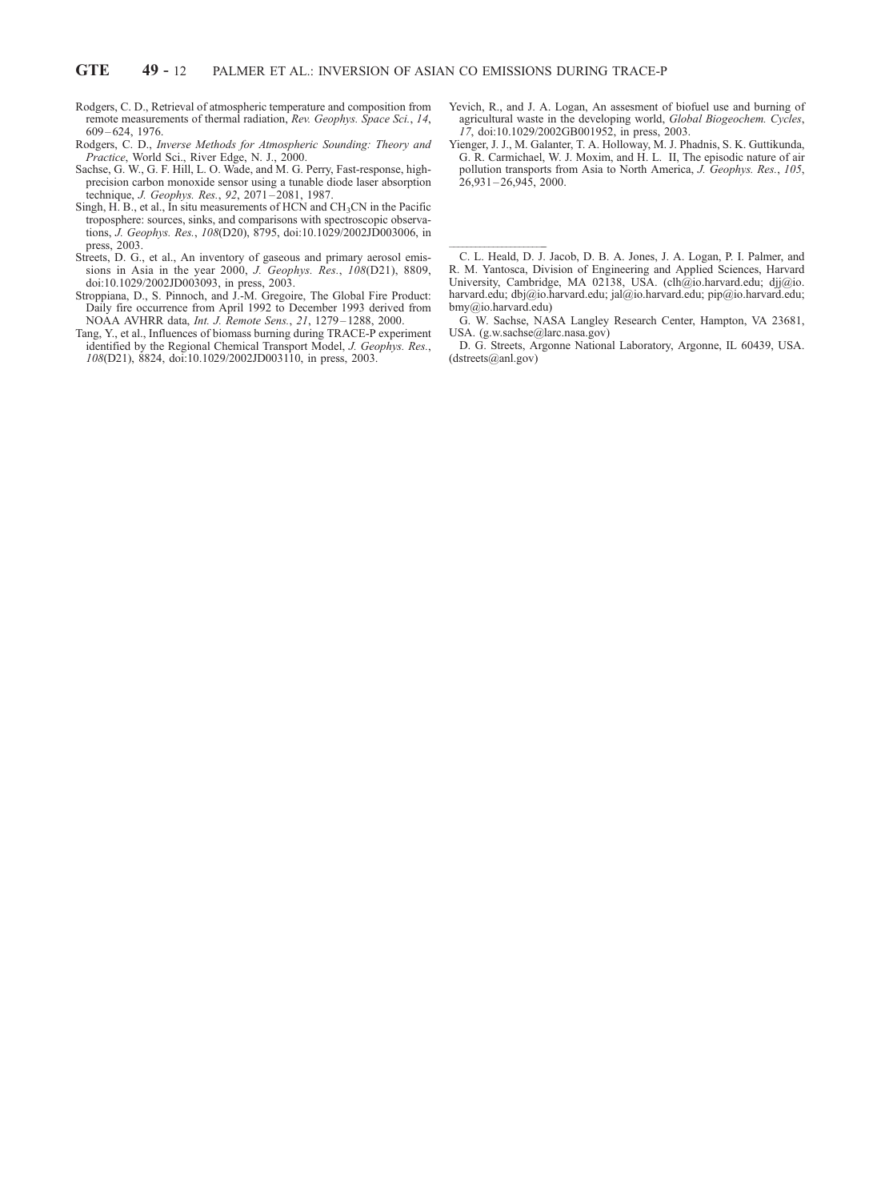Rodgers, C. D., Retrieval of atmospheric temperature and composition from remote measurements of thermal radiation, *Rev. Geophys. Space Sci.*, *14*, 609–624, 1976.

Rodgers, C. D., *Inverse Methods for Atmospheric Sounding: Theory and Practice*, World Sci., River Edge, N. J., 2000.

Sachse, G. W., G. F. Hill, L. O. Wade, and M. G. Perry, Fast-response, high-precision carbon monoxide sensor using a tunable diode laser absorption technique, *J. Geophys. Res.*, *92*, 2071–2081, 1987.

Singh, H. B., et al., In situ measurements of HCN and $CH_3CN$ in the Pacific troposphere: sources, sinks, and comparisons with spectroscopic observations, *J. Geophys. Res.*, *108*(D20), 8795, doi:10.1029/2002JD003006, in press, 2003.

Streets, D. G., et al., An inventory of gaseous and primary aerosol emissions in Asia in the year 2000, *J. Geophys. Res.*, *108*(D21), 8809, doi:10.1029/2002JD003093, in press, 2003.

Stroppiana, D., S. Pinnoch, and J.-M. Gregoire, The Global Fire Product: Daily fire occurrence from April 1992 to December 1993 derived from NOAA AVHRR data, *Int. J. Remote Sens.*, *21*, 1279–1288, 2000.

Tang, Y., et al., Influences of biomass burning during TRACE-P experiment identified by the Regional Chemical Transport Model, *J. Geophys. Res.*, *108*(D21), 8824, doi:10.1029/2002JD003110, in press, 2003.

Yevich, R., and J. A. Logan, An assesment of biofuel use and burning of agricultural waste in the developing world, *Global Biogeochem. Cycles*, *17*, doi:10.1029/2002GB001952, in press, 2003.

Yienger, J. J., M. Galanter, T. A. Holloway, M. J. Phadnis, S. K. Guttikunda, G. R. Carmichael, W. J. Moxim, and H. L. II, The episodic nature of air pollution transports from Asia to North America, *J. Geophys. Res.*, *105*, 26,931–26,945, 2000.

---

C. L. Heald, D. J. Jacob, D. B. A. Jones, J. A. Logan, P. I. Palmer, and R. M. Yantosca, Division of Engineering and Applied Sciences, Harvard University, Cambridge, MA 02138, USA. (clh@io.harvard.edu; djj@io.harvard.edu; dbj@io.harvard.edu; jal@io.harvard.edu; pip@io.harvard.edu; bmy@io.harvard.edu)

G. W. Sachse, NASA Langley Research Center, Hampton, VA 23681, USA. (g.w.sachse@larc.nasa.gov)

D. G. Streets, Argonne National Laboratory, Argonne, IL 60439, USA. (dstreets@anl.gov)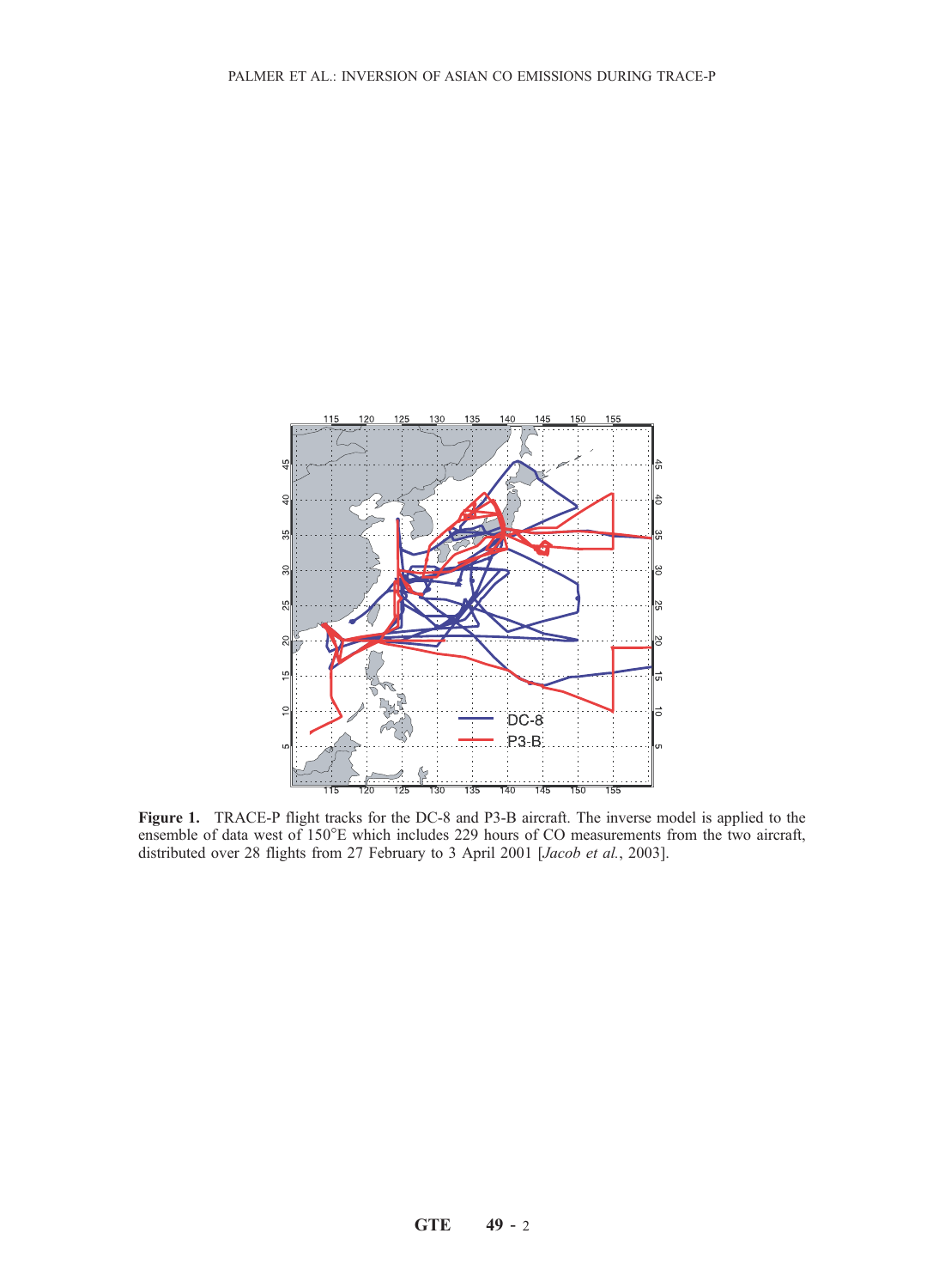**Figure 1.** TRACE-P flight tracks for the DC-8 and P3-B aircraft. The inverse model is applied to the ensemble of data west of 150°E which includes 229 hours of CO measurements from the two aircraft, distributed over 28 flights from 27 February to 3 April 2001 [*Jacob et al.*, 2003].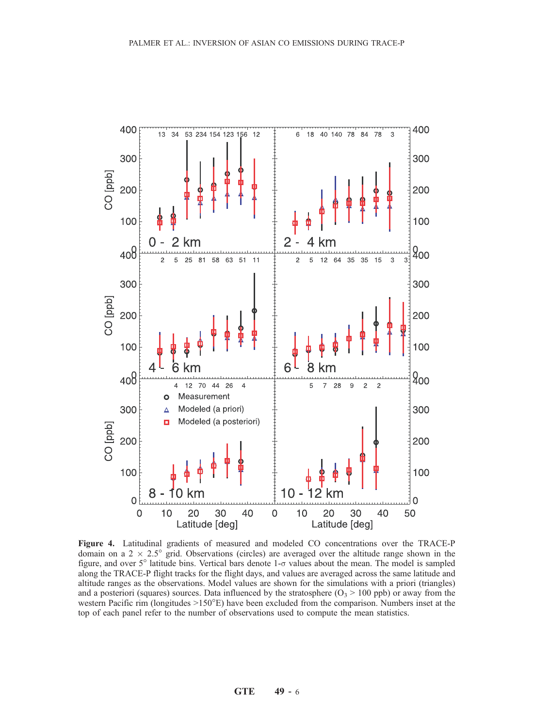**Figure 4.** Latitudinal gradients of measured and modeled CO concentrations over the TRACE-P domain on a 2 × 2.5° grid. Observations (circles) are averaged over the altitude range shown in the figure, and over 5° latitude bins. Vertical bars denote 1-σ values about the mean. The model is sampled along the TRACE-P flight tracks for the flight days, and values are averaged across the same latitude and altitude ranges as the observations. Model values are shown for the simulations with a priori (triangles) and a posteriori (squares) sources. Data influenced by the stratosphere ($O_3$ > 100 ppb) or away from the western Pacific rim (longitudes >150°E) have been excluded from the comparison. Numbers inset at the top of each panel refer to the number of observations used to compute the mean statistics.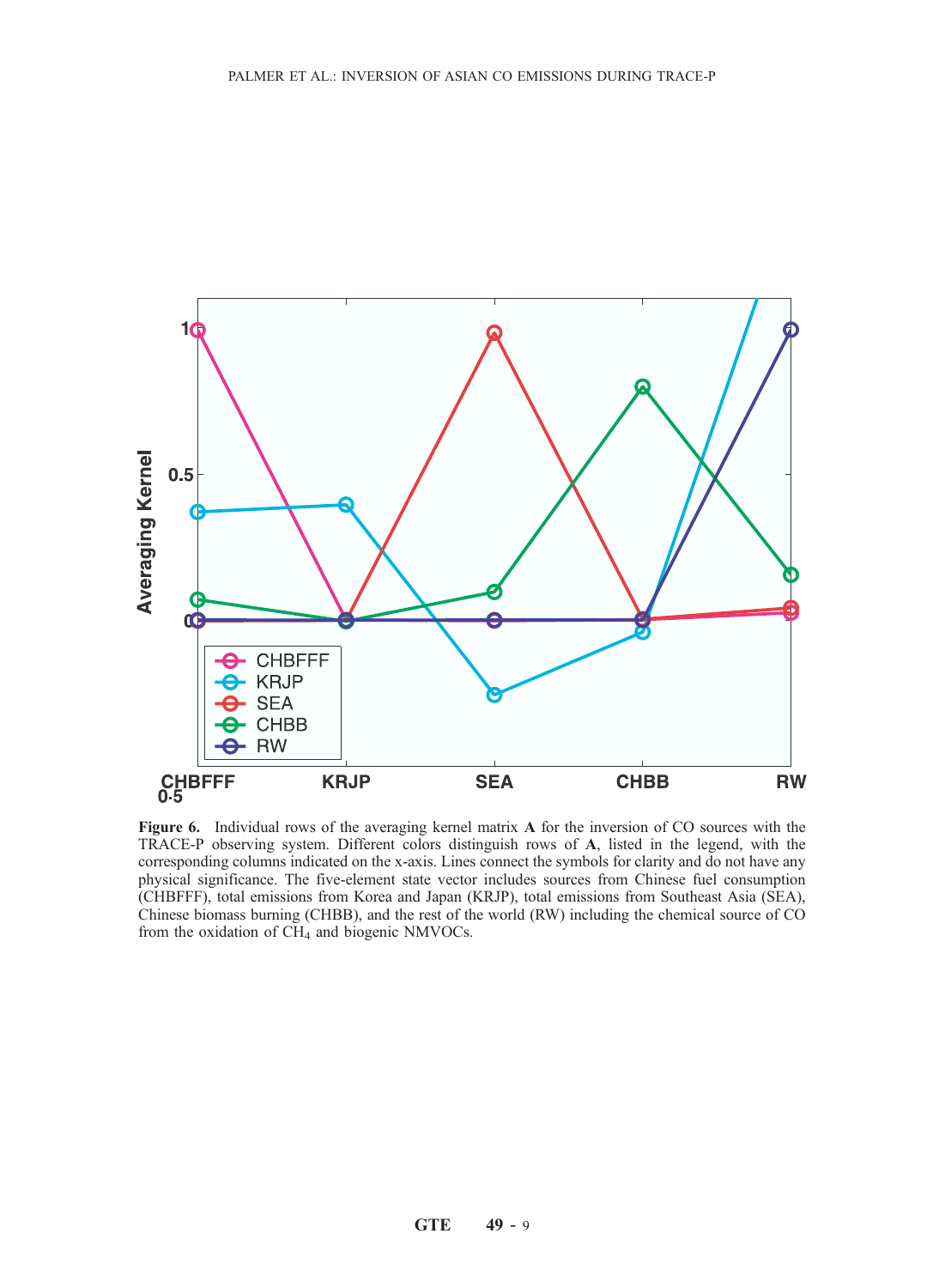**Figure 6.** Individual rows of the averaging kernel matrix **A** for the inversion of CO sources with the TRACE-P observing system. Different colors distinguish rows of **A**, listed in the legend, with the corresponding columns indicated on the x-axis. Lines connect the symbols for clarity and do not have any physical significance. The five-element state vector includes sources from Chinese fuel consumption (CHBFFF), total emissions from Korea and Japan (KRJP), total emissions from Southeast Asia (SEA), Chinese biomass burning (CHBB), and the rest of the world (RW) including the chemical source of CO from the oxidation of $CH_4$ and biogenic NMVOCs.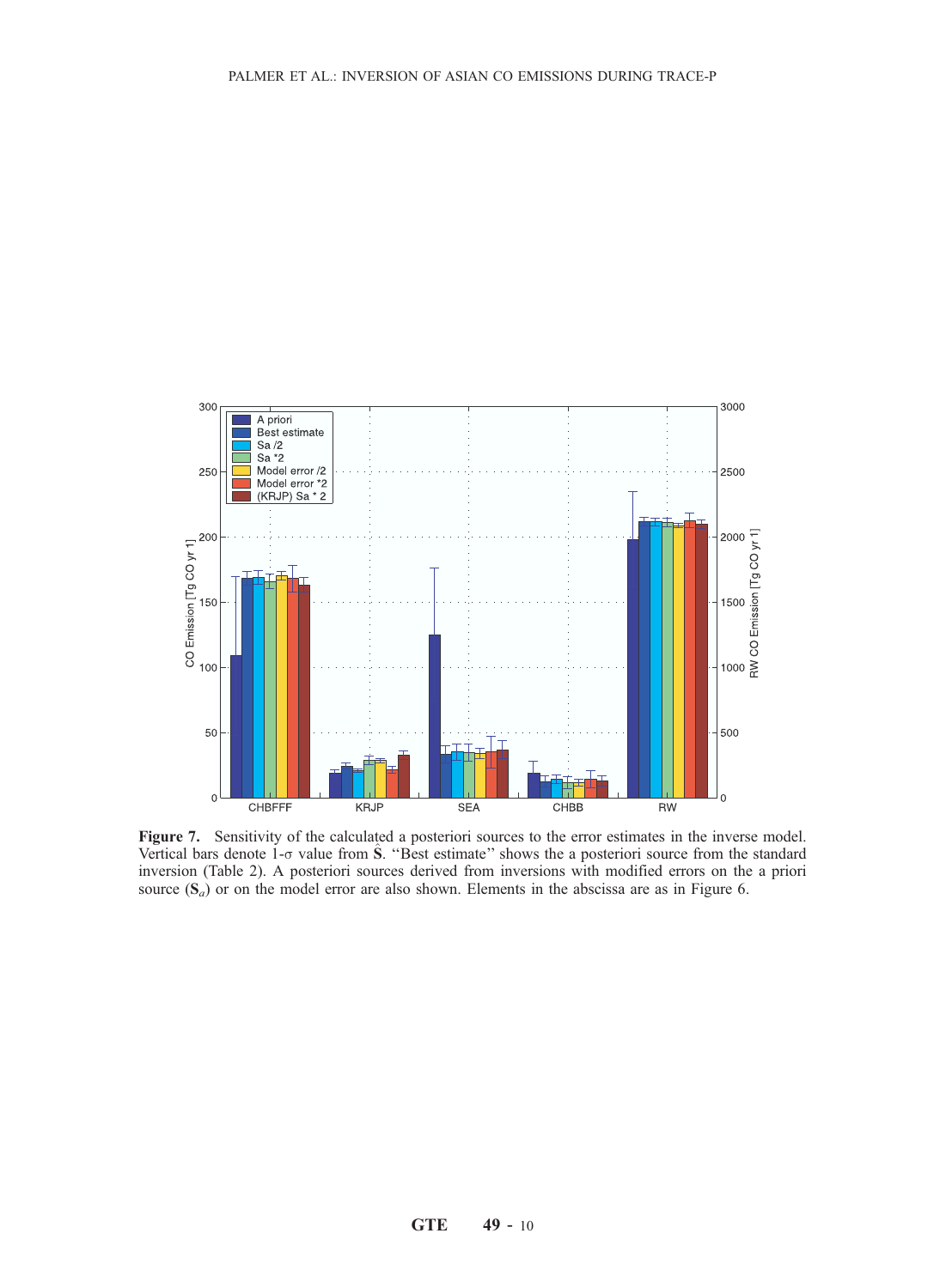CO Emission [Tg CO yr 1]

RW CO Emission [Tg CO yr 1]

300
250
200
150
100
50
0

3000
2500
2000
1500
1000
500
0

A priori
Best estimate
Sa /2
Sa *2
Model error /2
Model error *2
(KRJP) Sa * 2

CHBFFF
KRJP
SEA
CHBB
RW

**Figure 7.** Sensitivity of the calculated a posteriori sources to the error estimates in the inverse model. Vertical bars denote 1-σ value from $\hat{\mathbf{S}}$. "Best estimate" shows the a posteriori source from the standard inversion (Table 2). A posteriori sources derived from inversions with modified errors on the a priori source ($\mathbf{S}_a$) or on the model error are also shown. Elements in the abscissa are as in Figure 6.